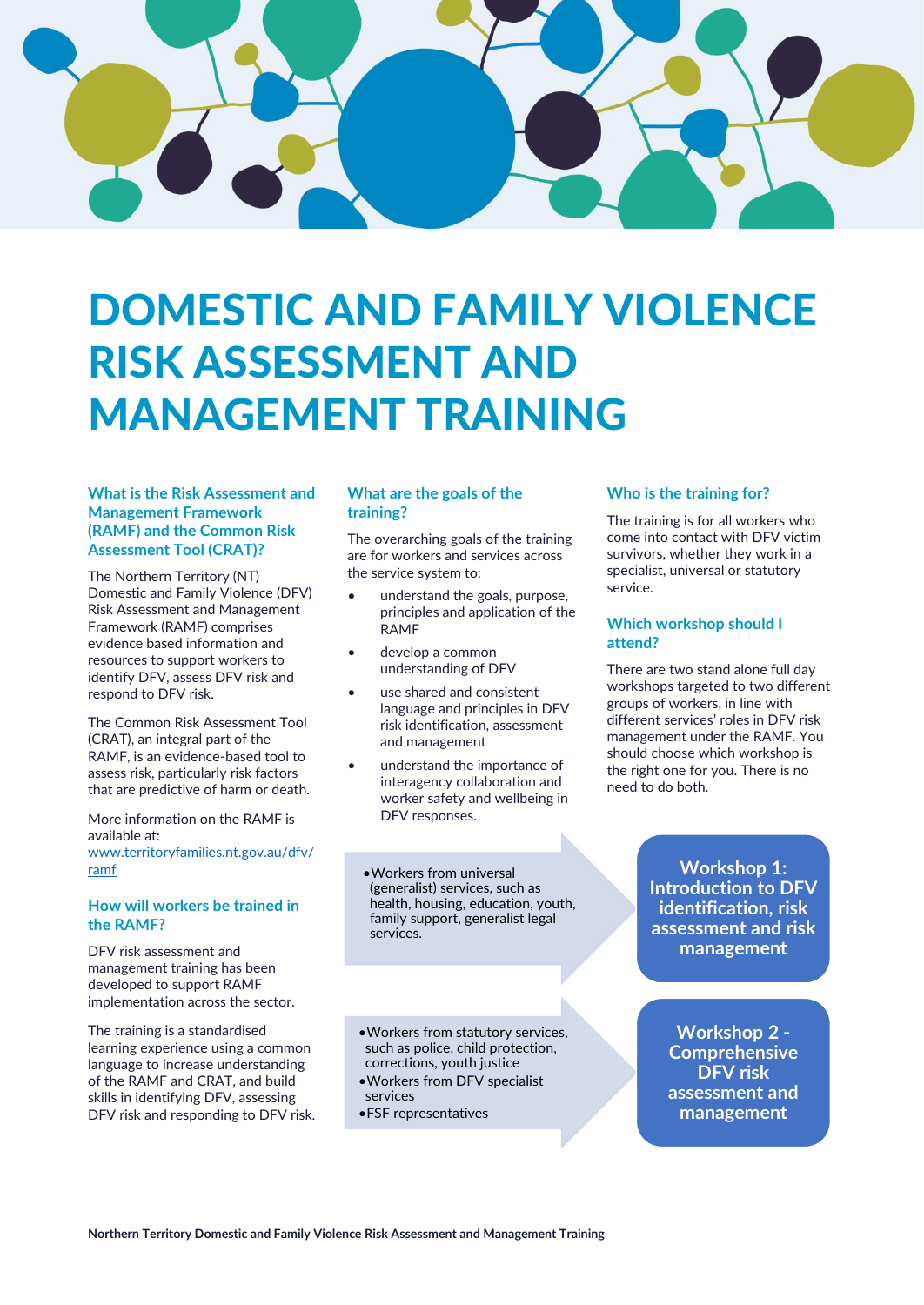# DOMESTIC AND FAMILY VIOLENCE RISK ASSESSMENT AND MANAGEMENT TRAINING

### What is the Risk Assessment and Management Framework (RAMF) and the Common Risk Assessment Tool (CRAT)?

The Northern Territory (NT) Domestic and Family Violence (DFV) Risk Assessment and Management Framework (RAMF) comprises evidence based information and resources to support workers to identify DFV, assess DFV risk and respond to DFV risk.

The Common Risk Assessment Tool (CRAT), an integral part of the RAMF, is an evidence-based tool to assess risk, particularly risk factors that are predictive of harm or death.

More information on the RAMF is available at: [www.territoryfamilies.nt.gov.au/dfv/ramf](www.territoryfamilies.nt.gov.au/dfv/ramf)

### How will workers be trained in the RAMF?

DFV risk assessment and management training has been developed to support RAMF implementation across the sector.

The training is a standardised learning experience using a common language to increase understanding of the RAMF and CRAT, and build skills in identifying DFV, assessing DFV risk and responding to DFV risk.

### What are the goals of the training?

The overarching goals of the training are for workers and services across the service system to:

- understand the goals, purpose, principles and application of the RAMF
- develop a common understanding of DFV
- use shared and consistent language and principles in DFV risk identification, assessment and management
- understand the importance of interagency collaboration and worker safety and wellbeing in DFV responses.

### Who is the training for?

The training is for all workers who come into contact with DFV victim survivors, whether they work in a specialist, universal or statutory service.

### Which workshop should I attend?

There are two stand alone full day workshops targeted to two different groups of workers, in line with different services' roles in DFV risk management under the RAMF. You should choose which workshop is the right one for you. There is no need to do both.

- Workers from universal (generalist) services, such as health, housing, education, youth, family support, generalist legal services.

→ **Workshop 1: Introduction to DFV identification, risk assessment and risk management**

- Workers from statutory services, such as police, child protection, corrections, youth justice
- Workers from DFV specialist services
- FSF representatives

→ **Workshop 2 - Comprehensive DFV risk assessment and management**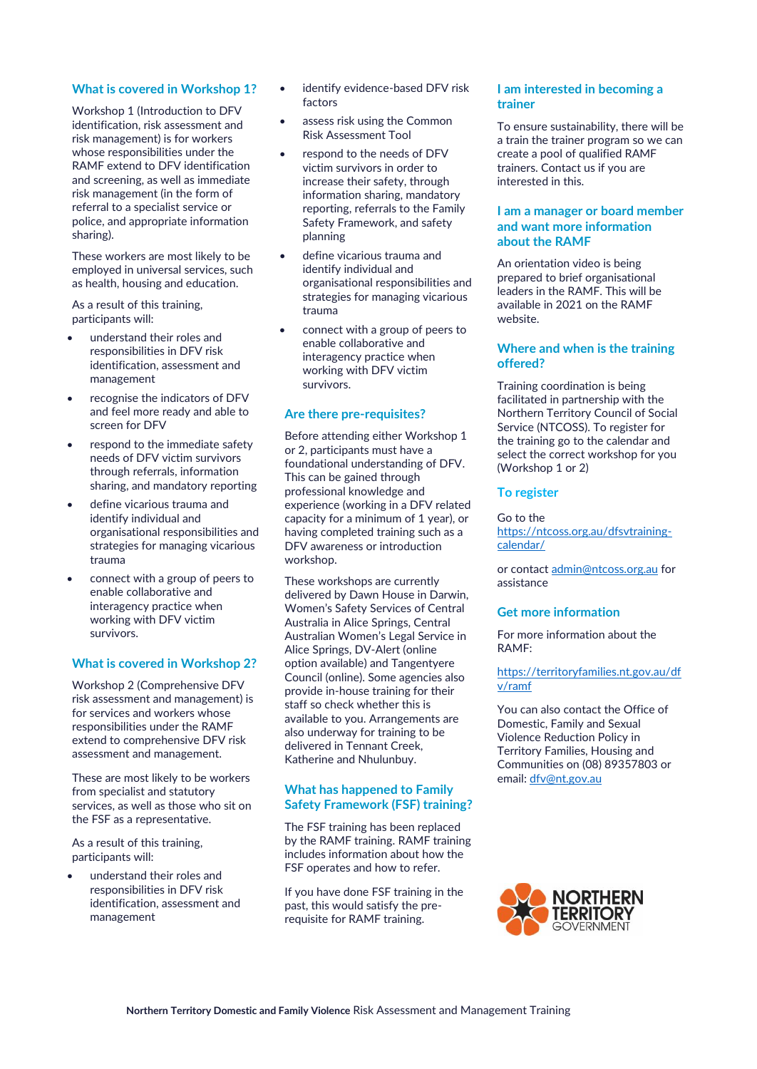## What is covered in Workshop 1?

Workshop 1 (Introduction to DFV identification, risk assessment and risk management) is for workers whose responsibilities under the RAMF extend to DFV identification and screening, as well as immediate risk management (in the form of referral to a specialist service or police, and appropriate information sharing).

These workers are most likely to be employed in universal services, such as health, housing and education.

As a result of this training, participants will:

- understand their roles and responsibilities in DFV risk identification, assessment and management
- recognise the indicators of DFV and feel more ready and able to screen for DFV
- respond to the immediate safety needs of DFV victim survivors through referrals, information sharing, and mandatory reporting
- define vicarious trauma and identify individual and organisational responsibilities and strategies for managing vicarious trauma
- connect with a group of peers to enable collaborative and interagency practice when working with DFV victim survivors.

## What is covered in Workshop 2?

Workshop 2 (Comprehensive DFV risk assessment and management) is for services and workers whose responsibilities under the RAMF extend to comprehensive DFV risk assessment and management.

These are most likely to be workers from specialist and statutory services, as well as those who sit on the FSF as a representative.

As a result of this training, participants will:

- understand their roles and responsibilities in DFV risk identification, assessment and management
- identify evidence-based DFV risk factors
- assess risk using the Common Risk Assessment Tool
- respond to the needs of DFV victim survivors in order to increase their safety, through information sharing, mandatory reporting, referrals to the Family Safety Framework, and safety planning
- define vicarious trauma and identify individual and organisational responsibilities and strategies for managing vicarious trauma
- connect with a group of peers to enable collaborative and interagency practice when working with DFV victim survivors.

## Are there pre-requisites?

Before attending either Workshop 1 or 2, participants must have a foundational understanding of DFV. This can be gained through professional knowledge and experience (working in a DFV related capacity for a minimum of 1 year), or having completed training such as a DFV awareness or introduction workshop.

These workshops are currently delivered by Dawn House in Darwin, Women's Safety Services of Central Australia in Alice Springs, Central Australian Women's Legal Service in Alice Springs, DV-Alert (online option available) and Tangentyere Council (online). Some agencies also provide in-house training for their staff so check whether this is available to you. Arrangements are also underway for training to be delivered in Tennant Creek, Katherine and Nhulunbuy.

## What has happened to Family Safety Framework (FSF) training?

The FSF training has been replaced by the RAMF training. RAMF training includes information about how the FSF operates and how to refer.

If you have done FSF training in the past, this would satisfy the pre-requisite for RAMF training.

## I am interested in becoming a trainer

To ensure sustainability, there will be a train the trainer program so we can create a pool of qualified RAMF trainers. Contact us if you are interested in this.

## I am a manager or board member and want more information about the RAMF

An orientation video is being prepared to brief organisational leaders in the RAMF. This will be available in 2021 on the RAMF website.

## Where and when is the training offered?

Training coordination is being facilitated in partnership with the Northern Territory Council of Social Service (NTCOSS). To register for the training go to the calendar and select the correct workshop for you (Workshop 1 or 2)

## To register

Go to the https://ntcoss.org.au/dfsvtraining-calendar/

or contact admin@ntcoss.org.au for assistance

## Get more information

For more information about the RAMF:

https://territoryfamilies.nt.gov.au/dfv/ramf

You can also contact the Office of Domestic, Family and Sexual Violence Reduction Policy in Territory Families, Housing and Communities on (08) 89357803 or email: dfv@nt.gov.au

NORTHERN TERRITORY GOVERNMENT